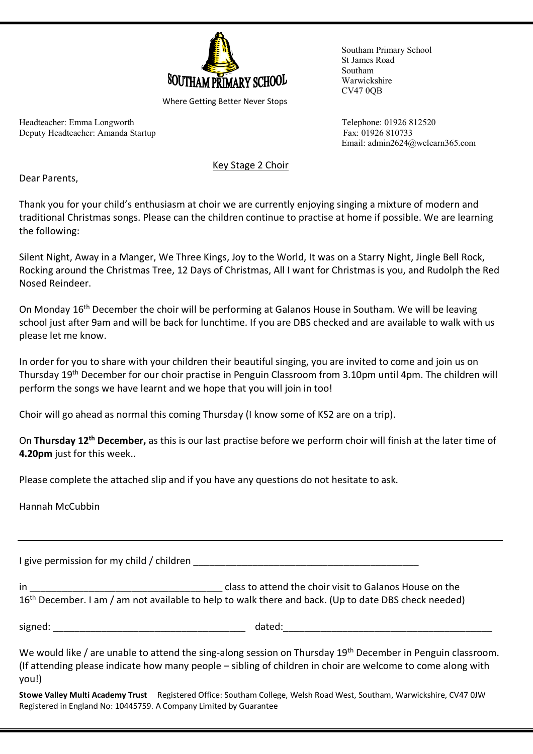SOUTHAM PRIMARY SCHOOL

Where Getting Better Never Stops

Southam Primary School
St James Road
Southam
Warwickshire
CV47 0QB

Headteacher: Emma Longworth
Deputy Headteacher: Amanda Startup

Telephone: 01926 812520
Fax: 01926 810733
Email: admin2624@welearn365.com

## Key Stage 2 Choir

Dear Parents,

Thank you for your child's enthusiasm at choir we are currently enjoying singing a mixture of modern and traditional Christmas songs. Please can the children continue to practise at home if possible. We are learning the following:

Silent Night, Away in a Manger, We Three Kings, Joy to the World, It was on a Starry Night, Jingle Bell Rock, Rocking around the Christmas Tree, 12 Days of Christmas, All I want for Christmas is you, and Rudolph the Red Nosed Reindeer.

On Monday 16th December the choir will be performing at Galanos House in Southam. We will be leaving school just after 9am and will be back for lunchtime. If you are DBS checked and are available to walk with us please let me know.

In order for you to share with your children their beautiful singing, you are invited to come and join us on Thursday 19th December for our choir practise in Penguin Classroom from 3.10pm until 4pm. The children will perform the songs we have learnt and we hope that you will join in too!

Choir will go ahead as normal this coming Thursday (I know some of KS2 are on a trip).

On **Thursday 12th December,** as this is our last practise before we perform choir will finish at the later time of **4.20pm** just for this week..

Please complete the attached slip and if you have any questions do not hesitate to ask.

Hannah McCubbin

---

I give permission for my child / children ___________________________________________

in ____________________________________ class to attend the choir visit to Galanos House on the 16th December. I am / am not available to help to walk there and back. (Up to date DBS check needed)

signed: ____________________________________ dated:_______________________________________

We would like / are unable to attend the sing-along session on Thursday 19th December in Penguin classroom. (If attending please indicate how many people – sibling of children in choir are welcome to come along with you!)

**Stowe Valley Multi Academy Trust** Registered Office: Southam College, Welsh Road West, Southam, Warwickshire, CV47 0JW
Registered in England No: 10445759. A Company Limited by Guarantee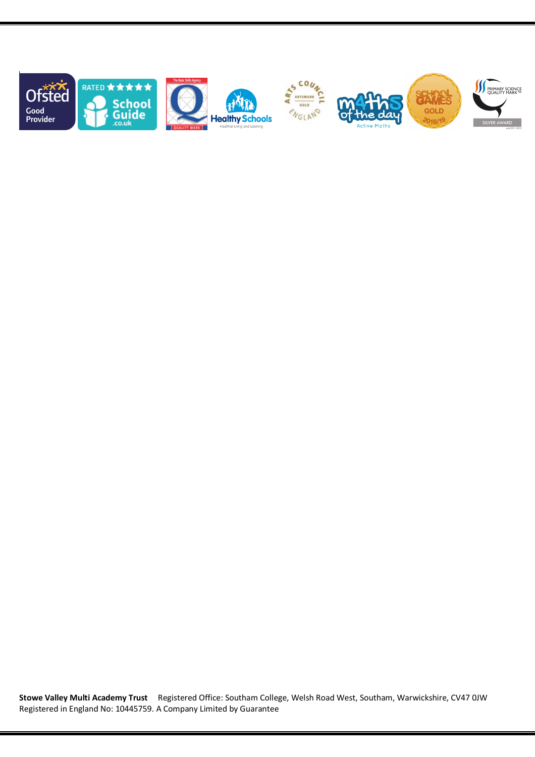**Stowe Valley Multi Academy Trust** Registered Office: Southam College, Welsh Road West, Southam, Warwickshire, CV47 0JW
Registered in England No: 10445759. A Company Limited by Guarantee